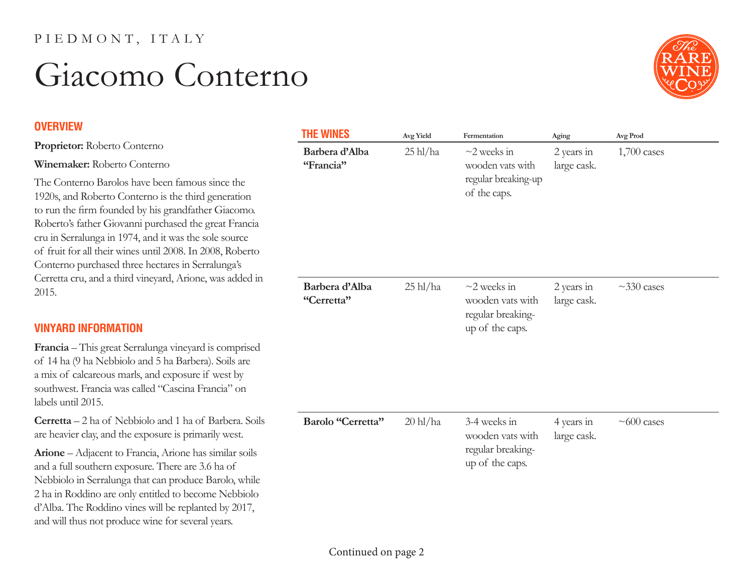PIEDMONT, ITALY

# Giacomo Conterno

## OVERVIEW

**Proprietor:** Roberto Conterno

**Winemaker:** Roberto Conterno

The Conterno Barolos have been famous since the 1920s, and Roberto Conterno is the third generation to run the firm founded by his grandfather Giacomo. Roberto's father Giovanni purchased the great Francia cru in Serralunga in 1974, and it was the sole source of fruit for all their wines until 2008. In 2008, Roberto Conterno purchased three hectares in Serralunga's Cerretta cru, and a third vineyard, Arione, was added in 2015.

## VINYARD INFORMATION

**Francia** – This great Serralunga vineyard is comprised of 14 ha (9 ha Nebbiolo and 5 ha Barbera). Soils are a mix of calcareous marls, and exposure if west by southwest. Francia was called "Cascina Francia" on labels until 2015.

**Cerretta** – 2 ha of Nebbiolo and 1 ha of Barbera. Soils are heavier clay, and the exposure is primarily west.

**Arione** – Adjacent to Francia, Arione has similar soils and a full southern exposure. There are 3.6 ha of Nebbiolo in Serralunga that can produce Barolo, while 2 ha in Roddino are only entitled to become Nebbiolo d'Alba. The Roddino vines will be replanted by 2017, and will thus not produce wine for several years.

## THE WINES

| | Avg Yield | Fermentation | Aging | Avg Prod |
|---|---|---|---|---|
| **Barbera d'Alba "Francia"** | 25 hl/ha | ~2 weeks in wooden vats with regular breaking-up of the caps. | 2 years in large cask. | 1,700 cases |
| **Barbera d'Alba "Cerretta"** | 25 hl/ha | ~2 weeks in wooden vats with regular breaking-up of the caps. | 2 years in large cask. | ~330 cases |
| **Barolo "Cerretta"** | 20 hl/ha | 3-4 weeks in wooden vats with regular breaking-up of the caps. | 4 years in large cask. | ~600 cases |

Continued on page 2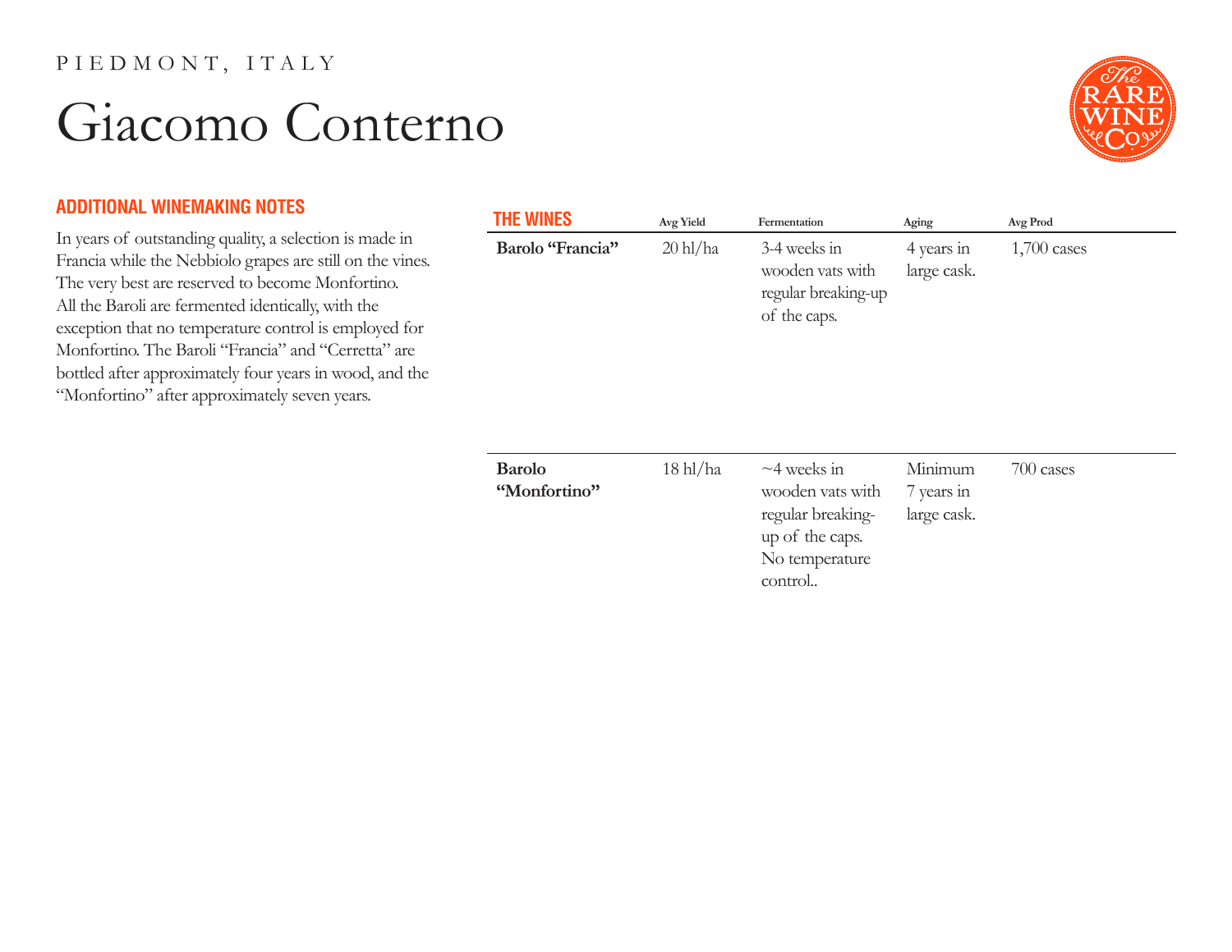PIEDMONT, ITALY

# Giacomo Conterno

## ADDITIONAL WINEMAKING NOTES

In years of outstanding quality, a selection is made in Francia while the Nebbiolo grapes are still on the vines. The very best are reserved to become Monfortino. All the Baroli are fermented identically, with the exception that no temperature control is employed for Monfortino. The Baroli "Francia" and "Cerretta" are bottled after approximately four years in wood, and the "Monfortino" after approximately seven years.

## THE WINES

| THE WINES | Avg Yield | Fermentation | Aging | Avg Prod |
|---|---|---|---|---|
| **Barolo "Francia"** | 20 hl/ha | 3-4 weeks in wooden vats with regular breaking-up of the caps. | 4 years in large cask. | 1,700 cases |
| **Barolo "Monfortino"** | 18 hl/ha | ~4 weeks in wooden vats with regular breaking-up of the caps. No temperature control.. | Minimum 7 years in large cask. | 700 cases |